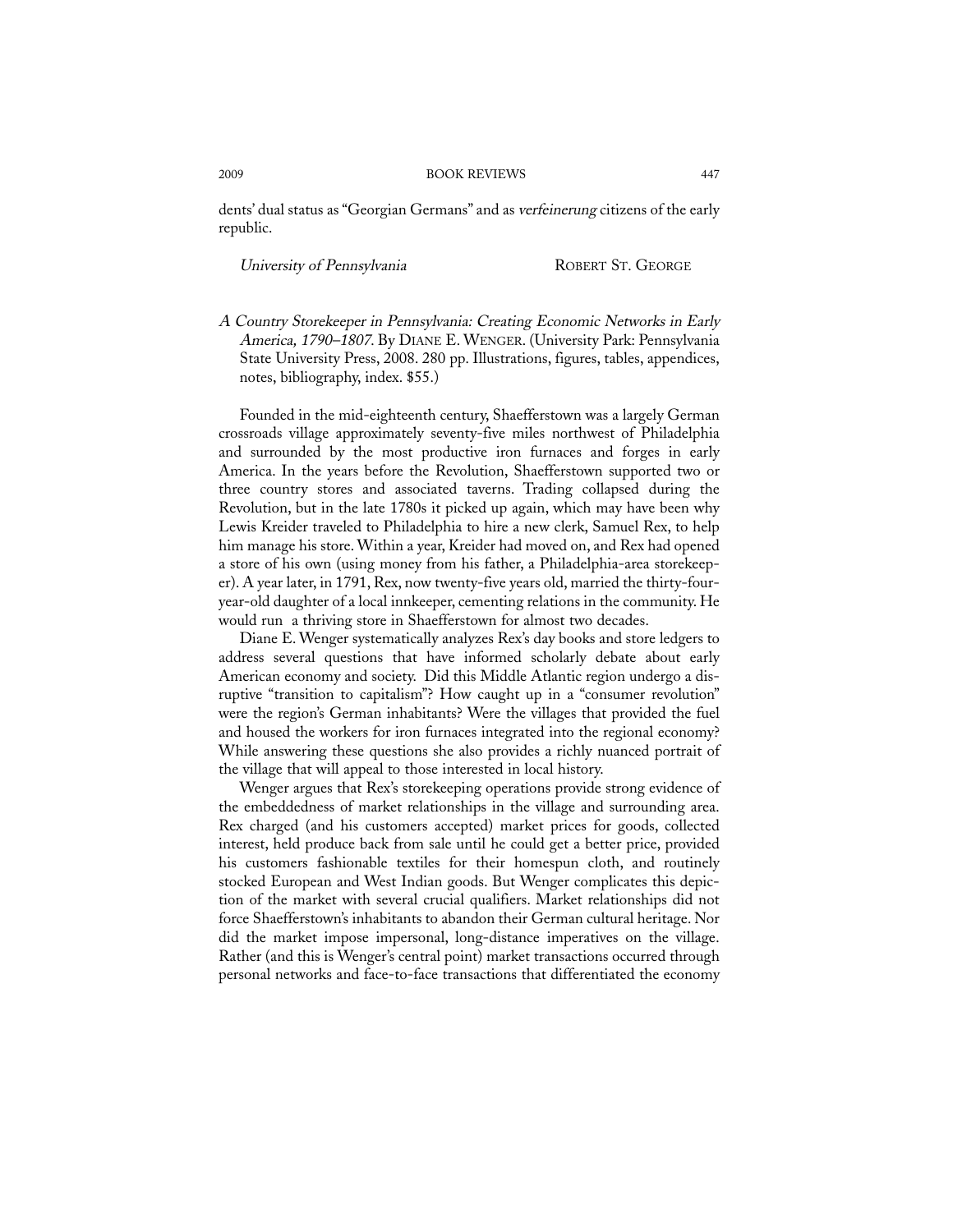dents' dual status as "Georgian Germans" and as *verfeinerung* citizens of the early republic.

*University of Pennsylvania* ROBERT ST. GEORGE

*A Country Storekeeper in Pennsylvania: Creating Economic Networks in Early America, 1790–1807.* By DIANE E. WENGER. (University Park: Pennsylvania State University Press, 2008. 280 pp. Illustrations, figures, tables, appendices, notes, bibliography, index. $55.)

Founded in the mid-eighteenth century, Shaefferstown was a largely German crossroads village approximately seventy-five miles northwest of Philadelphia and surrounded by the most productive iron furnaces and forges in early America. In the years before the Revolution, Shaefferstown supported two or three country stores and associated taverns. Trading collapsed during the Revolution, but in the late 1780s it picked up again, which may have been why Lewis Kreider traveled to Philadelphia to hire a new clerk, Samuel Rex, to help him manage his store. Within a year, Kreider had moved on, and Rex had opened a store of his own (using money from his father, a Philadelphia-area storekeeper). A year later, in 1791, Rex, now twenty-five years old, married the thirty-four-year-old daughter of a local innkeeper, cementing relations in the community. He would run a thriving store in Shaefferstown for almost two decades.

Diane E. Wenger systematically analyzes Rex's day books and store ledgers to address several questions that have informed scholarly debate about early American economy and society. Did this Middle Atlantic region undergo a disruptive "transition to capitalism"? How caught up in a "consumer revolution" were the region's German inhabitants? Were the villages that provided the fuel and housed the workers for iron furnaces integrated into the regional economy? While answering these questions she also provides a richly nuanced portrait of the village that will appeal to those interested in local history.

Wenger argues that Rex's storekeeping operations provide strong evidence of the embeddedness of market relationships in the village and surrounding area. Rex charged (and his customers accepted) market prices for goods, collected interest, held produce back from sale until he could get a better price, provided his customers fashionable textiles for their homespun cloth, and routinely stocked European and West Indian goods. But Wenger complicates this depiction of the market with several crucial qualifiers. Market relationships did not force Shaefferstown's inhabitants to abandon their German cultural heritage. Nor did the market impose impersonal, long-distance imperatives on the village. Rather (and this is Wenger's central point) market transactions occurred through personal networks and face-to-face transactions that differentiated the economy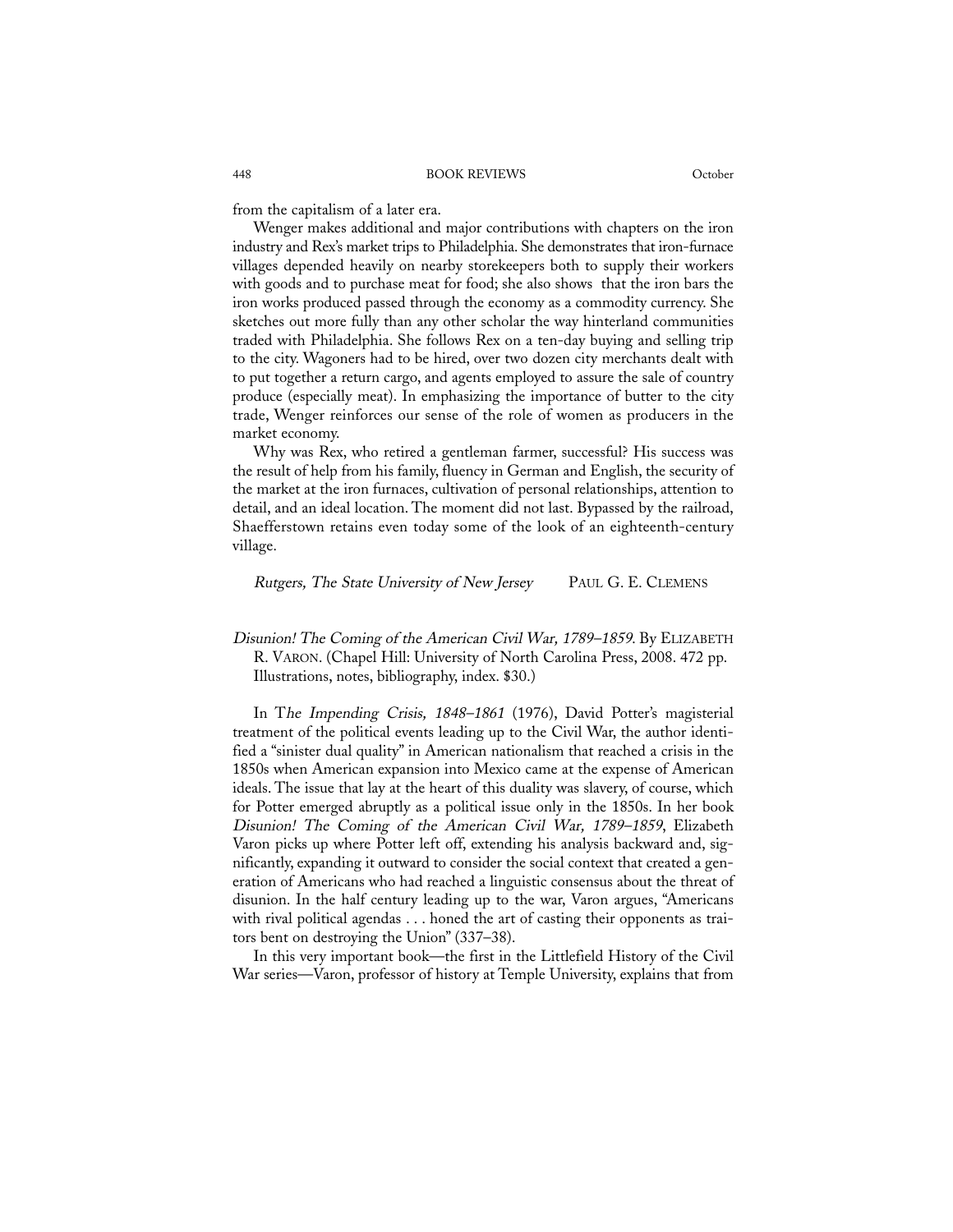from the capitalism of a later era.

Wenger makes additional and major contributions with chapters on the iron industry and Rex's market trips to Philadelphia. She demonstrates that iron-furnace villages depended heavily on nearby storekeepers both to supply their workers with goods and to purchase meat for food; she also shows that the iron bars the iron works produced passed through the economy as a commodity currency. She sketches out more fully than any other scholar the way hinterland communities traded with Philadelphia. She follows Rex on a ten-day buying and selling trip to the city. Wagoners had to be hired, over two dozen city merchants dealt with to put together a return cargo, and agents employed to assure the sale of country produce (especially meat). In emphasizing the importance of butter to the city trade, Wenger reinforces our sense of the role of women as producers in the market economy.

Why was Rex, who retired a gentleman farmer, successful? His success was the result of help from his family, fluency in German and English, the security of the market at the iron furnaces, cultivation of personal relationships, attention to detail, and an ideal location. The moment did not last. Bypassed by the railroad, Shaefferstown retains even today some of the look of an eighteenth-century village.

*Rutgers, The State University of New Jersey* PAUL G. E. CLEMENS

*Disunion! The Coming of the American Civil War, 1789–1859.* By ELIZABETH R. VARON. (Chapel Hill: University of North Carolina Press, 2008. 472 pp. Illustrations, notes, bibliography, index. $30.)

In T*he Impending Crisis, 1848–1861* (1976), David Potter's magisterial treatment of the political events leading up to the Civil War, the author identified a "sinister dual quality" in American nationalism that reached a crisis in the 1850s when American expansion into Mexico came at the expense of American ideals. The issue that lay at the heart of this duality was slavery, of course, which for Potter emerged abruptly as a political issue only in the 1850s. In her book *Disunion! The Coming of the American Civil War, 1789–1859*, Elizabeth Varon picks up where Potter left off, extending his analysis backward and, significantly, expanding it outward to consider the social context that created a generation of Americans who had reached a linguistic consensus about the threat of disunion. In the half century leading up to the war, Varon argues, "Americans with rival political agendas . . . honed the art of casting their opponents as traitors bent on destroying the Union" (337–38).

In this very important book—the first in the Littlefield History of the Civil War series—Varon, professor of history at Temple University, explains that from